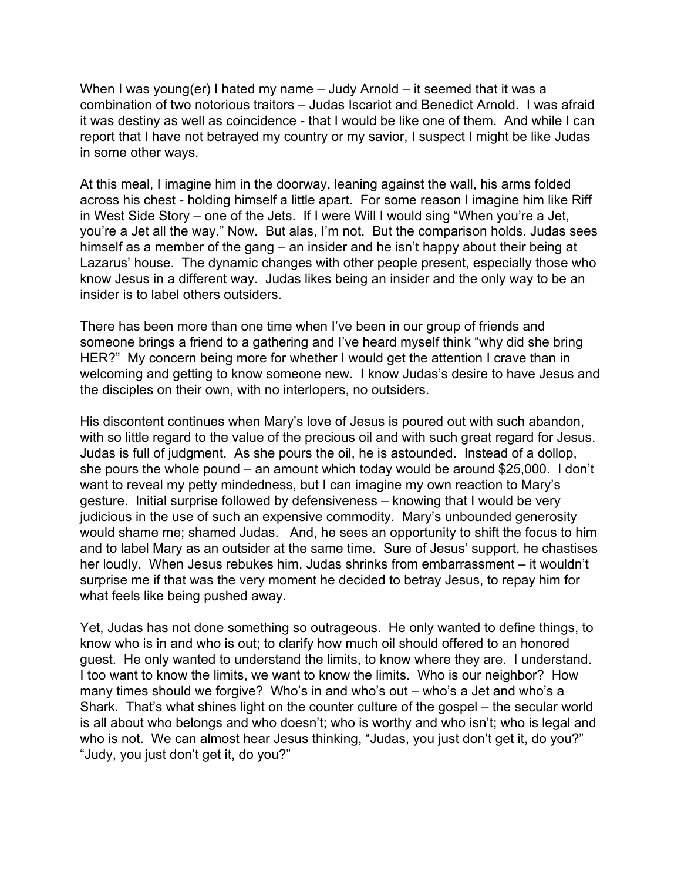When I was young(er) I hated my name – Judy Arnold – it seemed that it was a combination of two notorious traitors – Judas Iscariot and Benedict Arnold. I was afraid it was destiny as well as coincidence - that I would be like one of them. And while I can report that I have not betrayed my country or my savior, I suspect I might be like Judas in some other ways.

At this meal, I imagine him in the doorway, leaning against the wall, his arms folded across his chest - holding himself a little apart. For some reason I imagine him like Riff in West Side Story – one of the Jets. If I were Will I would sing "When you're a Jet, you're a Jet all the way." Now. But alas, I'm not. But the comparison holds. Judas sees himself as a member of the gang – an insider and he isn't happy about their being at Lazarus' house. The dynamic changes with other people present, especially those who know Jesus in a different way. Judas likes being an insider and the only way to be an insider is to label others outsiders.

There has been more than one time when I've been in our group of friends and someone brings a friend to a gathering and I've heard myself think "why did she bring HER?" My concern being more for whether I would get the attention I crave than in welcoming and getting to know someone new. I know Judas's desire to have Jesus and the disciples on their own, with no interlopers, no outsiders.

His discontent continues when Mary's love of Jesus is poured out with such abandon, with so little regard to the value of the precious oil and with such great regard for Jesus. Judas is full of judgment. As she pours the oil, he is astounded. Instead of a dollop, she pours the whole pound – an amount which today would be around $25,000. I don't want to reveal my petty mindedness, but I can imagine my own reaction to Mary's gesture. Initial surprise followed by defensiveness – knowing that I would be very judicious in the use of such an expensive commodity. Mary's unbounded generosity would shame me; shamed Judas. And, he sees an opportunity to shift the focus to him and to label Mary as an outsider at the same time. Sure of Jesus' support, he chastises her loudly. When Jesus rebukes him, Judas shrinks from embarrassment – it wouldn't surprise me if that was the very moment he decided to betray Jesus, to repay him for what feels like being pushed away.

Yet, Judas has not done something so outrageous. He only wanted to define things, to know who is in and who is out; to clarify how much oil should offered to an honored guest. He only wanted to understand the limits, to know where they are. I understand. I too want to know the limits, we want to know the limits. Who is our neighbor? How many times should we forgive? Who's in and who's out – who's a Jet and who's a Shark. That's what shines light on the counter culture of the gospel – the secular world is all about who belongs and who doesn't; who is worthy and who isn't; who is legal and who is not. We can almost hear Jesus thinking, "Judas, you just don't get it, do you?" "Judy, you just don't get it, do you?"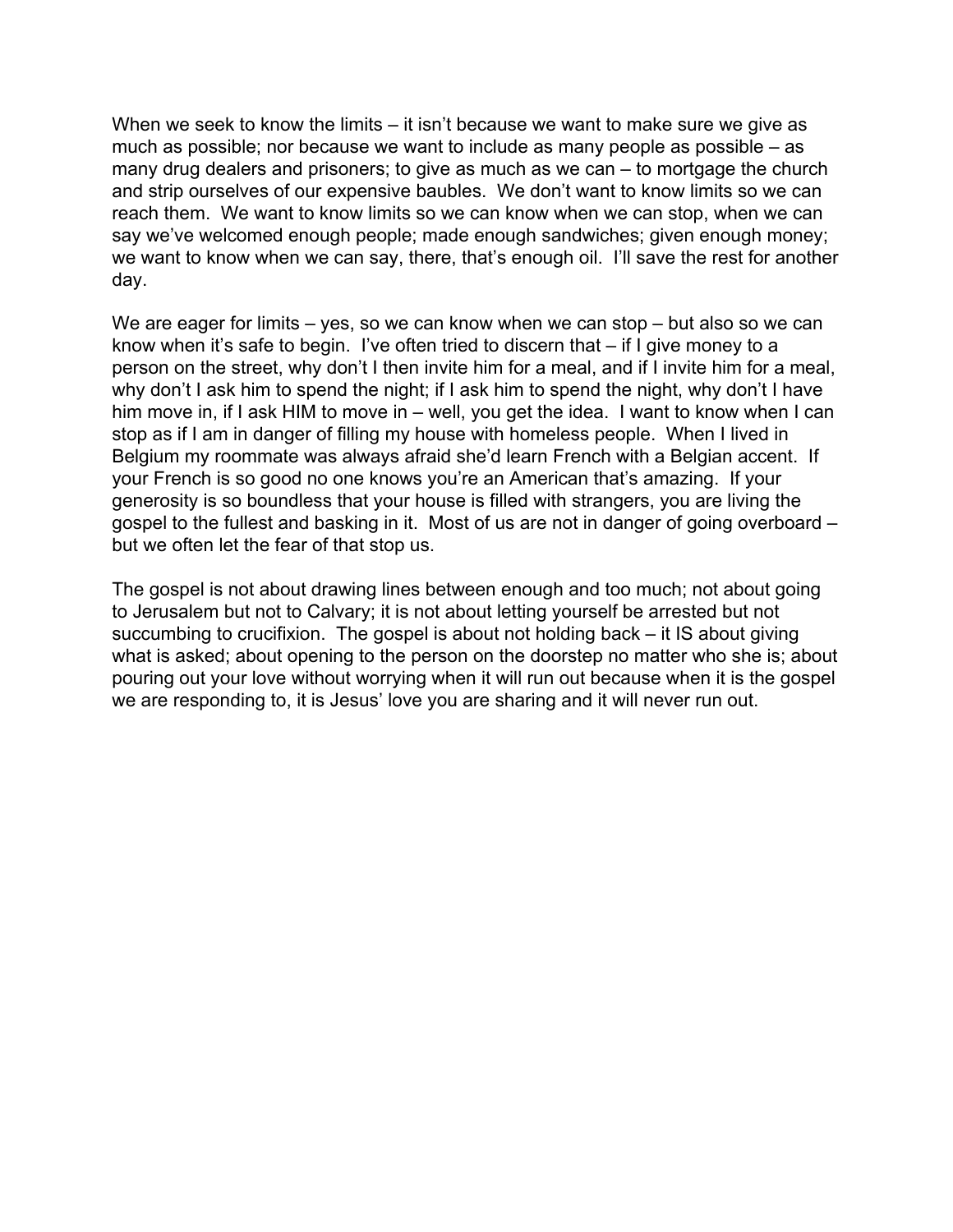When we seek to know the limits – it isn't because we want to make sure we give as much as possible; nor because we want to include as many people as possible – as many drug dealers and prisoners; to give as much as we can – to mortgage the church and strip ourselves of our expensive baubles. We don't want to know limits so we can reach them. We want to know limits so we can know when we can stop, when we can say we've welcomed enough people; made enough sandwiches; given enough money; we want to know when we can say, there, that's enough oil. I'll save the rest for another day.

We are eager for limits – yes, so we can know when we can stop – but also so we can know when it's safe to begin. I've often tried to discern that – if I give money to a person on the street, why don't I then invite him for a meal, and if I invite him for a meal, why don't I ask him to spend the night; if I ask him to spend the night, why don't I have him move in, if I ask HIM to move in – well, you get the idea. I want to know when I can stop as if I am in danger of filling my house with homeless people. When I lived in Belgium my roommate was always afraid she'd learn French with a Belgian accent. If your French is so good no one knows you're an American that's amazing. If your generosity is so boundless that your house is filled with strangers, you are living the gospel to the fullest and basking in it. Most of us are not in danger of going overboard – but we often let the fear of that stop us.

The gospel is not about drawing lines between enough and too much; not about going to Jerusalem but not to Calvary; it is not about letting yourself be arrested but not succumbing to crucifixion. The gospel is about not holding back – it IS about giving what is asked; about opening to the person on the doorstep no matter who she is; about pouring out your love without worrying when it will run out because when it is the gospel we are responding to, it is Jesus' love you are sharing and it will never run out.